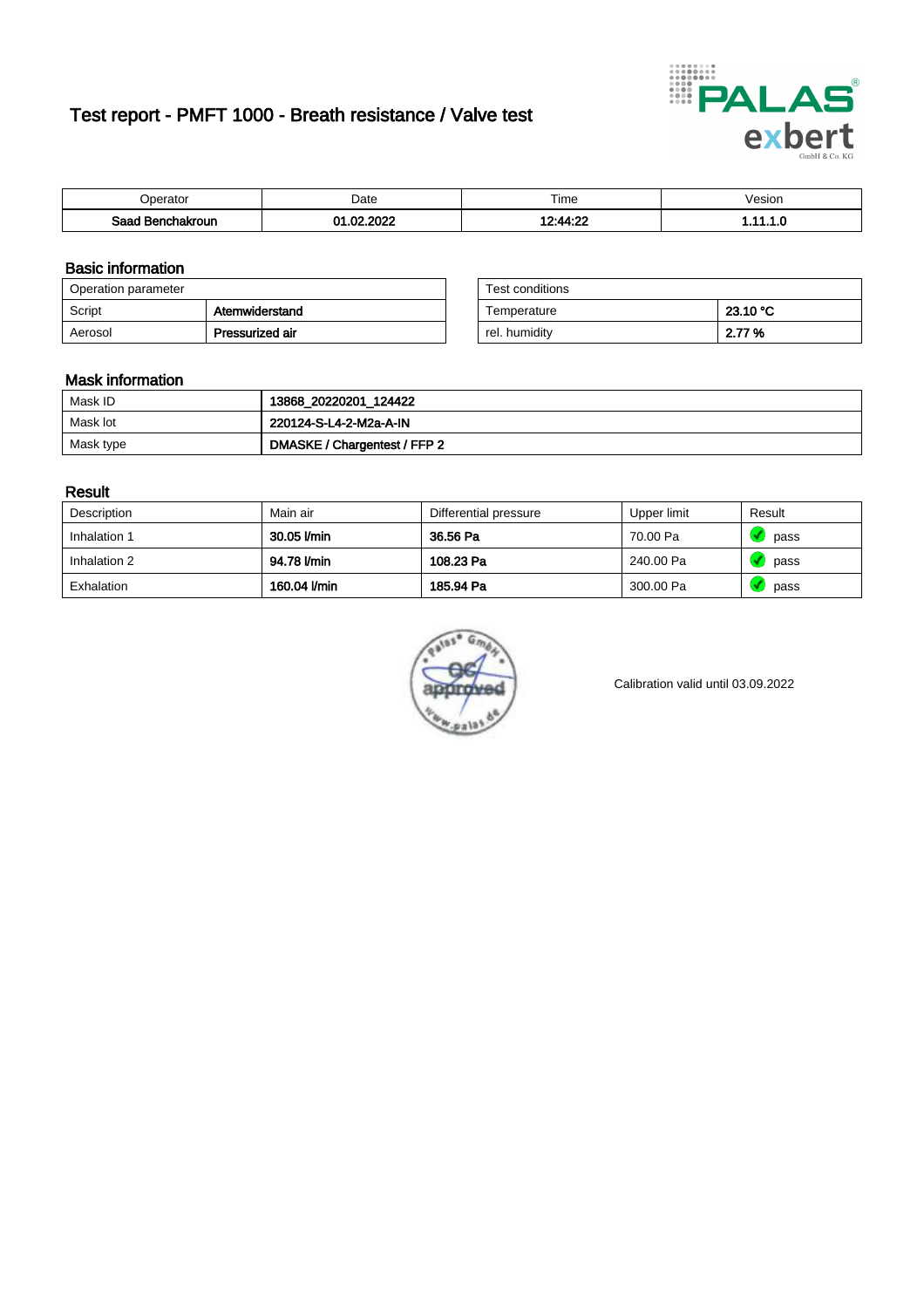# Test report - PMFT 1000 - Breath resistance / Valve test

| Operator | Date | Time | Vesion |
|---|---|---|---|
| **Saad Benchakroun** | **01.02.2022** | **12:44:22** | **1.11.1.0** |

## Basic information

| Operation parameter | |
|---|---|
| Script | **Atemwiderstand** |
| Aerosol | **Pressurized air** |

| Test conditions | |
|---|---|
| Temperature | **23.10 °C** |
| rel. humidity | **2.77 %** |

## Mask information

| | |
|---|---|
| Mask ID | **13868_20220201_124422** |
| Mask lot | **220124-S-L4-2-M2a-A-IN** |
| Mask type | **DMASKE / Chargentest / FFP 2** |

## Result

| Description | Main air | Differential pressure | Upper limit | Result |
|---|---|---|---|---|
| Inhalation 1 | **30.05 l/min** | **36.56 Pa** | 70.00 Pa | pass |
| Inhalation 2 | **94.78 l/min** | **108.23 Pa** | 240.00 Pa | pass |
| Exhalation | **160.04 l/min** | **185.94 Pa** | 300.00 Pa | pass |

Calibration valid until 03.09.2022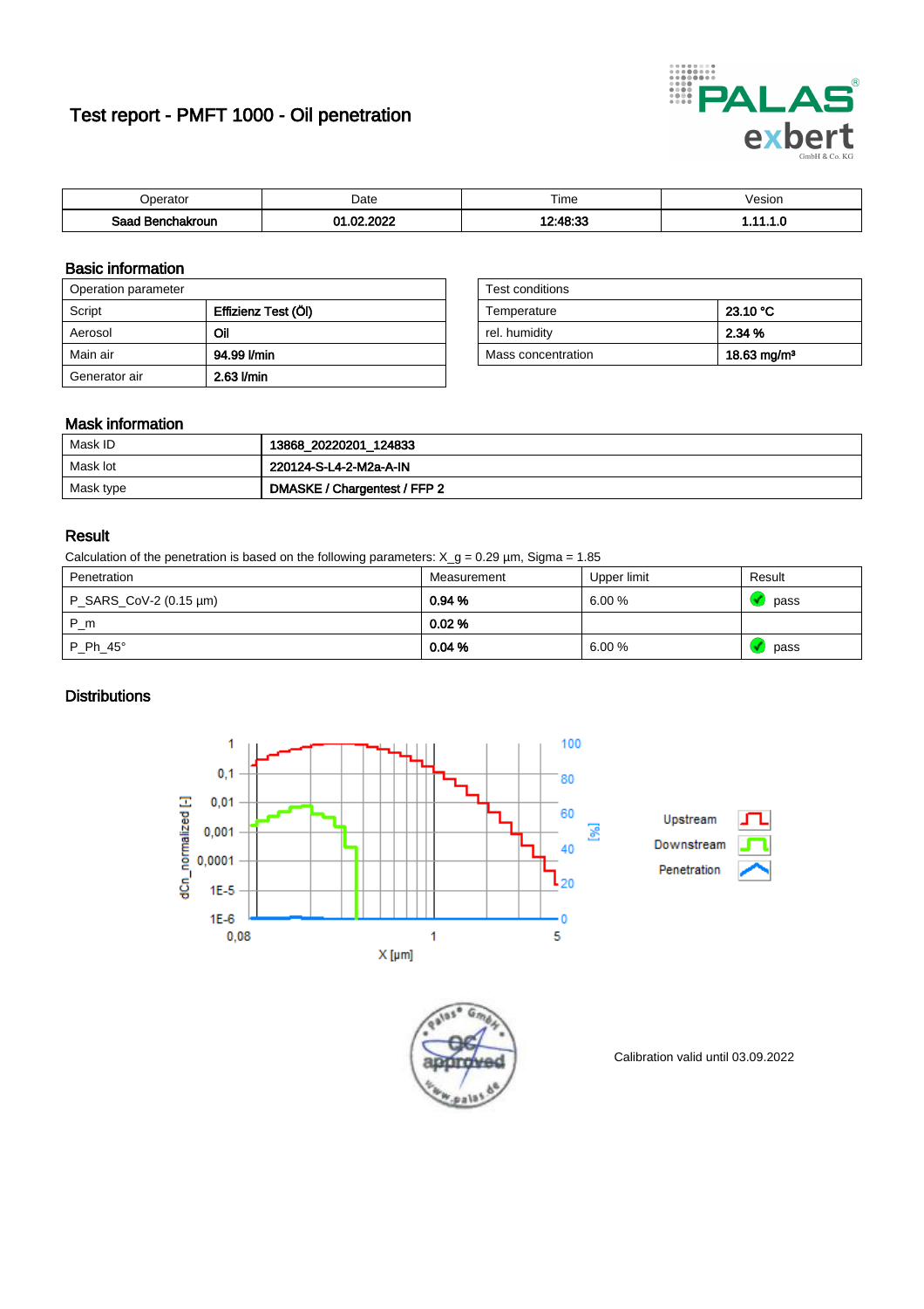# Test report - PMFT 1000 - Oil penetration

PALAS exbert GmbH & Co. KG

| Operator | Date | Time | Vesion |
|---|---|---|---|
| **Saad Benchakroun** | **01.02.2022** | **12:48:33** | **1.11.1.0** |

## Basic information

| Operation parameter | |
|---|---|
| Script | **Effizienz Test (Öl)** |
| Aerosol | **Oil** |
| Main air | **94.99 l/min** |
| Generator air | **2.63 l/min** |

| Test conditions | |
|---|---|
| Temperature | **23.10 °C** |
| rel. humidity | **2.34 %** |
| Mass concentration | **18.63 mg/m³** |

## Mask information

| | |
|---|---|
| Mask ID | **13868_20220201_124833** |
| Mask lot | **220124-S-L4-2-M2a-A-IN** |
| Mask type | **DMASKE / Chargentest / FFP 2** |

## Result

Calculation of the penetration is based on the following parameters: X_g = 0.29 µm, Sigma = 1.85

| Penetration | Measurement | Upper limit | Result |
|---|---|---|---|
| P_SARS_CoV-2 (0.15 µm) | **0.94 %** | 6.00 % | pass |
| P_m | **0.02 %** | | |
| P_Ph_45° | **0.04 %** | 6.00 % | pass |

## Distributions

dCn_normalized [-]
1
0,1
0,01
0,001
0,0001
1E-5
1E-6
0,08
1
5
X [µm]
[%]
100
80
60
40
20
0
Upstream
Downstream
Penetration

Calibration valid until 03.09.2022